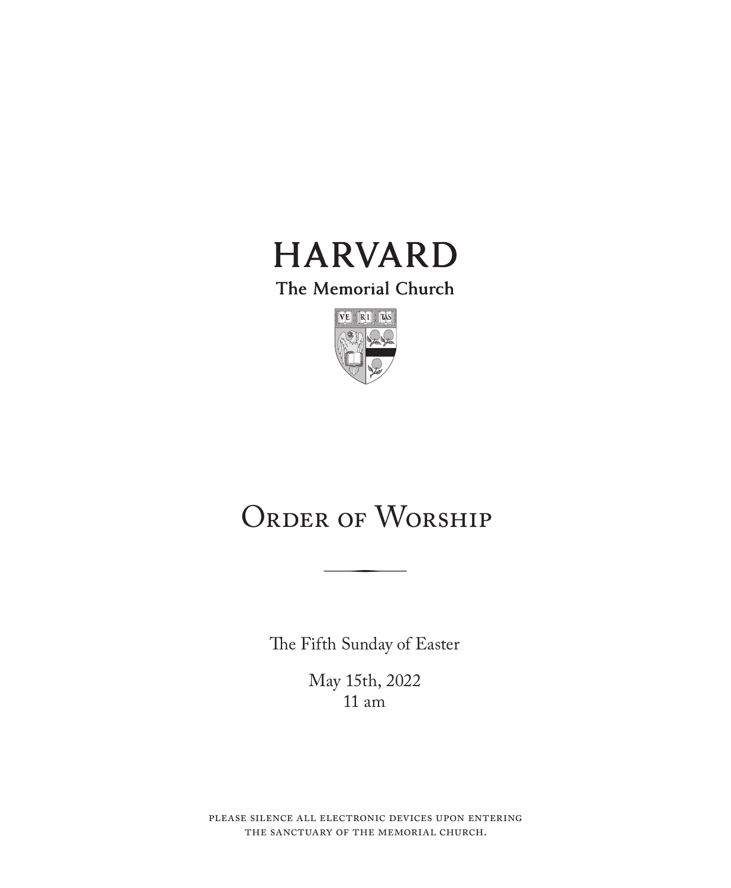# HARVARD

The Memorial Church

# Order of Worship

The Fifth Sunday of Easter

May 15th, 2022
11 am

please silence all electronic devices upon entering the sanctuary of the memorial church.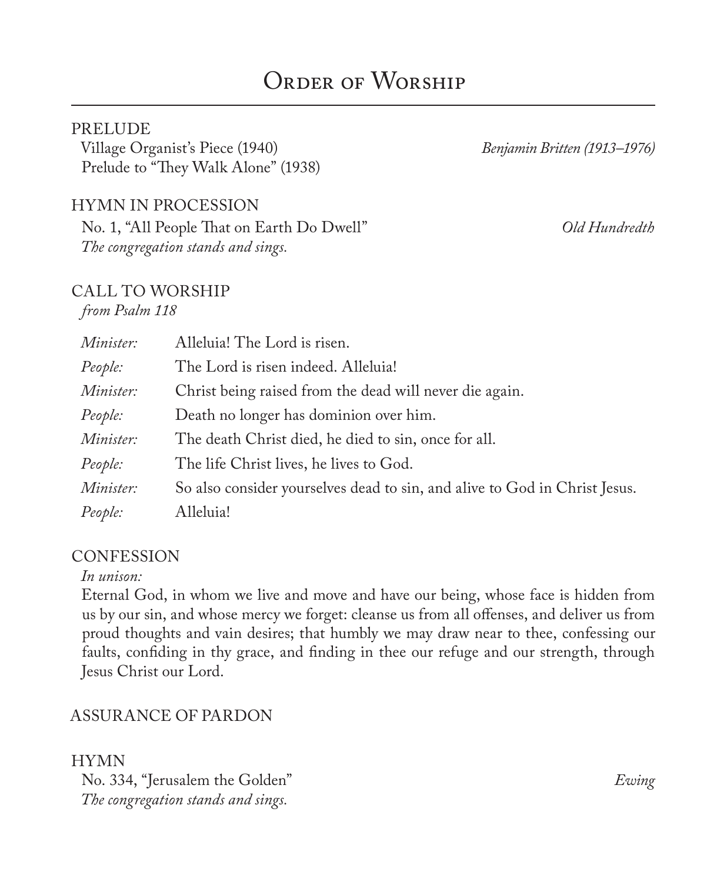# Order of Worship

## PRELUDE

Village Organist's Piece (1940) *Benjamin Britten (1913–1976)*
Prelude to "They Walk Alone" (1938)

## HYMN IN PROCESSION

No. 1, "All People That on Earth Do Dwell" *Old Hundredth*
*The congregation stands and sings.*

## CALL TO WORSHIP

*from Psalm 118*

| | |
|---|---|
| *Minister:* | Alleluia! The Lord is risen. |
| *People:* | The Lord is risen indeed. Alleluia! |
| *Minister:* | Christ being raised from the dead will never die again. |
| *People:* | Death no longer has dominion over him. |
| *Minister:* | The death Christ died, he died to sin, once for all. |
| *People:* | The life Christ lives, he lives to God. |
| *Minister:* | So also consider yourselves dead to sin, and alive to God in Christ Jesus. |
| *People:* | Alleluia! |

## CONFESSION

*In unison:*

Eternal God, in whom we live and move and have our being, whose face is hidden from us by our sin, and whose mercy we forget: cleanse us from all offenses, and deliver us from proud thoughts and vain desires; that humbly we may draw near to thee, confessing our faults, confiding in thy grace, and finding in thee our refuge and our strength, through Jesus Christ our Lord.

## ASSURANCE OF PARDON

## HYMN

No. 334, "Jerusalem the Golden" *Ewing*
*The congregation stands and sings.*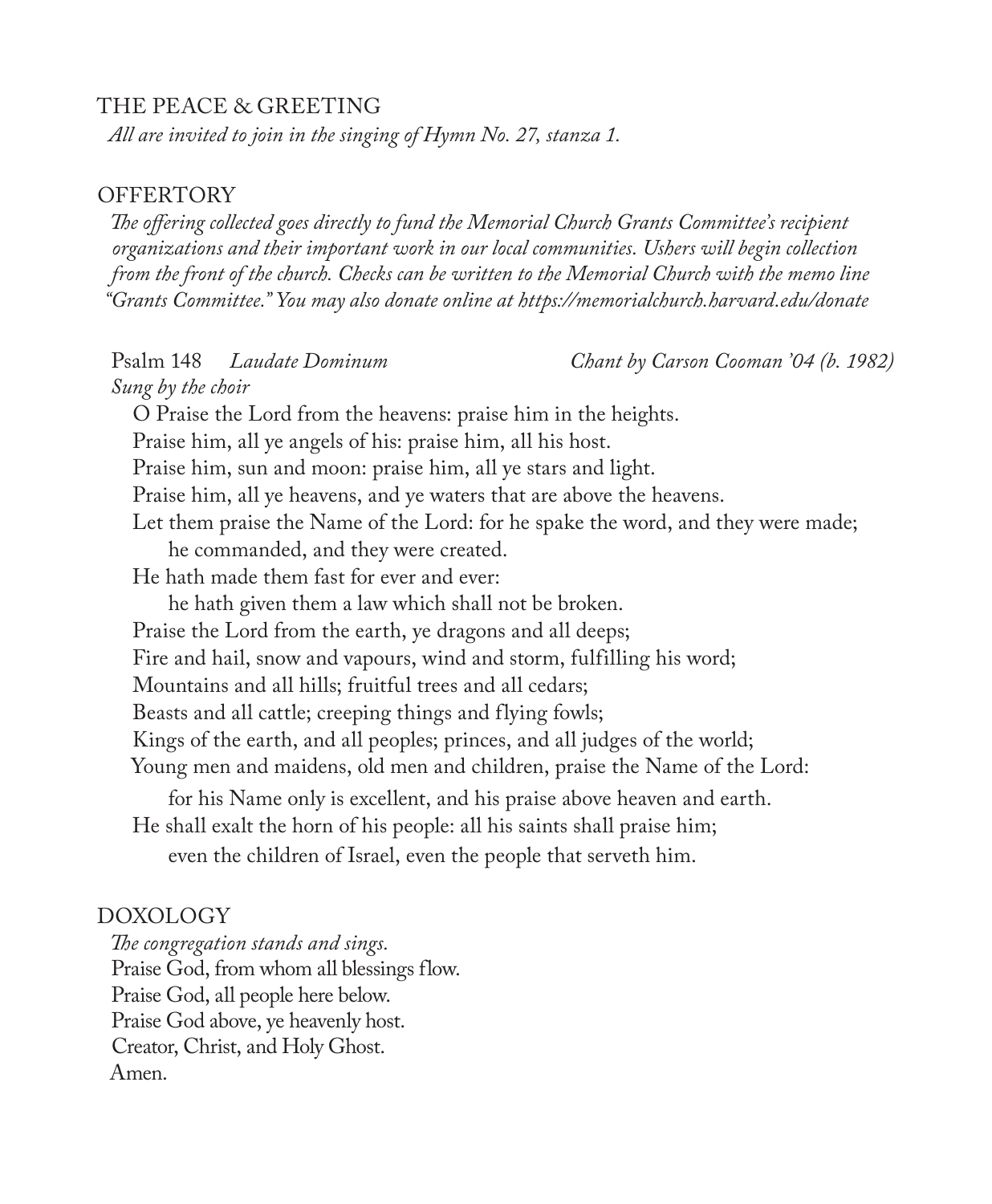## THE PEACE & GREETING

*All are invited to join in the singing of Hymn No. 27, stanza 1.*

## OFFERTORY

*The offering collected goes directly to fund the Memorial Church Grants Committee's recipient organizations and their important work in our local communities. Ushers will begin collection from the front of the church. Checks can be written to the Memorial Church with the memo line "Grants Committee." You may also donate online at https://memorialchurch.harvard.edu/donate*

Psalm 148 *Laudate Dominum* *Chant by Carson Cooman '04 (b. 1982)*

*Sung by the choir*

O Praise the Lord from the heavens: praise him in the heights.
Praise him, all ye angels of his: praise him, all his host.
Praise him, sun and moon: praise him, all ye stars and light.
Praise him, all ye heavens, and ye waters that are above the heavens.
Let them praise the Name of the Lord: for he spake the word, and they were made;
 he commanded, and they were created.
He hath made them fast for ever and ever:
 he hath given them a law which shall not be broken.
Praise the Lord from the earth, ye dragons and all deeps;
Fire and hail, snow and vapours, wind and storm, fulfilling his word;
Mountains and all hills; fruitful trees and all cedars;
Beasts and all cattle; creeping things and flying fowls;
Kings of the earth, and all peoples; princes, and all judges of the world;
Young men and maidens, old men and children, praise the Name of the Lord:
 for his Name only is excellent, and his praise above heaven and earth.
He shall exalt the horn of his people: all his saints shall praise him;
 even the children of Israel, even the people that serveth him.

## DOXOLOGY

*The congregation stands and sings.*

Praise God, from whom all blessings flow.
Praise God, all people here below.
Praise God above, ye heavenly host.
Creator, Christ, and Holy Ghost.
Amen.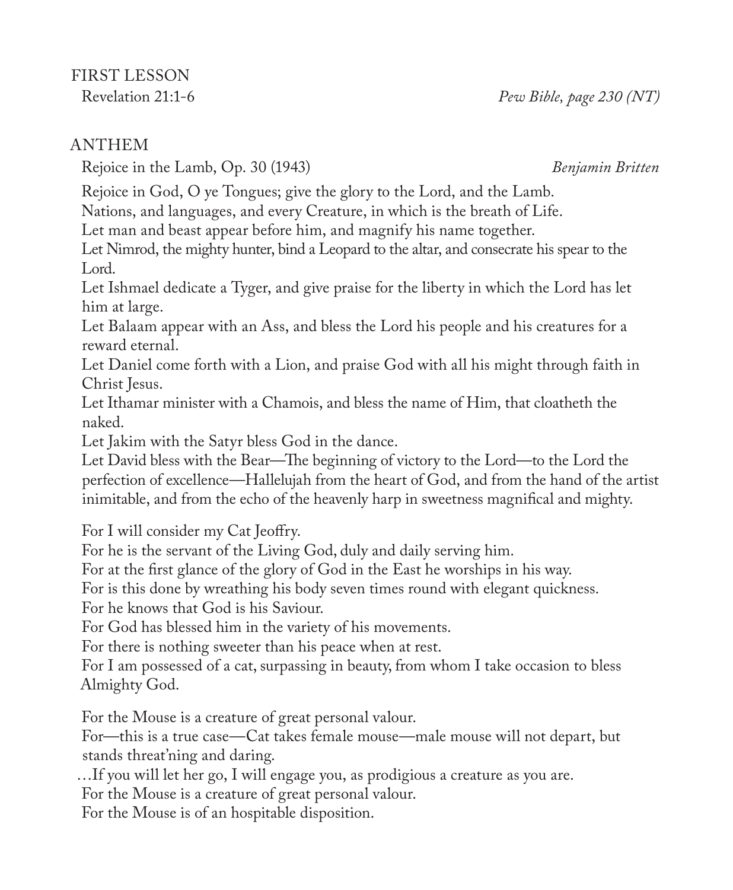## FIRST LESSON

Revelation 21:1-6 *Pew Bible, page 230 (NT)*

## ANTHEM

Rejoice in the Lamb, Op. 30 (1943) *Benjamin Britten*

Rejoice in God, O ye Tongues; give the glory to the Lord, and the Lamb.
Nations, and languages, and every Creature, in which is the breath of Life.
Let man and beast appear before him, and magnify his name together.
Let Nimrod, the mighty hunter, bind a Leopard to the altar, and consecrate his spear to the Lord.
Let Ishmael dedicate a Tyger, and give praise for the liberty in which the Lord has let him at large.
Let Balaam appear with an Ass, and bless the Lord his people and his creatures for a reward eternal.
Let Daniel come forth with a Lion, and praise God with all his might through faith in Christ Jesus.
Let Ithamar minister with a Chamois, and bless the name of Him, that cloatheth the naked.
Let Jakim with the Satyr bless God in the dance.
Let David bless with the Bear—The beginning of victory to the Lord—to the Lord the perfection of excellence—Hallelujah from the heart of God, and from the hand of the artist inimitable, and from the echo of the heavenly harp in sweetness magnifical and mighty.

For I will consider my Cat Jeoffry.
For he is the servant of the Living God, duly and daily serving him.
For at the first glance of the glory of God in the East he worships in his way.
For is this done by wreathing his body seven times round with elegant quickness.
For he knows that God is his Saviour.
For God has blessed him in the variety of his movements.
For there is nothing sweeter than his peace when at rest.
For I am possessed of a cat, surpassing in beauty, from whom I take occasion to bless Almighty God.

For the Mouse is a creature of great personal valour.
For—this is a true case—Cat takes female mouse—male mouse will not depart, but stands threat'ning and daring.
…If you will let her go, I will engage you, as prodigious a creature as you are.
For the Mouse is a creature of great personal valour.
For the Mouse is of an hospitable disposition.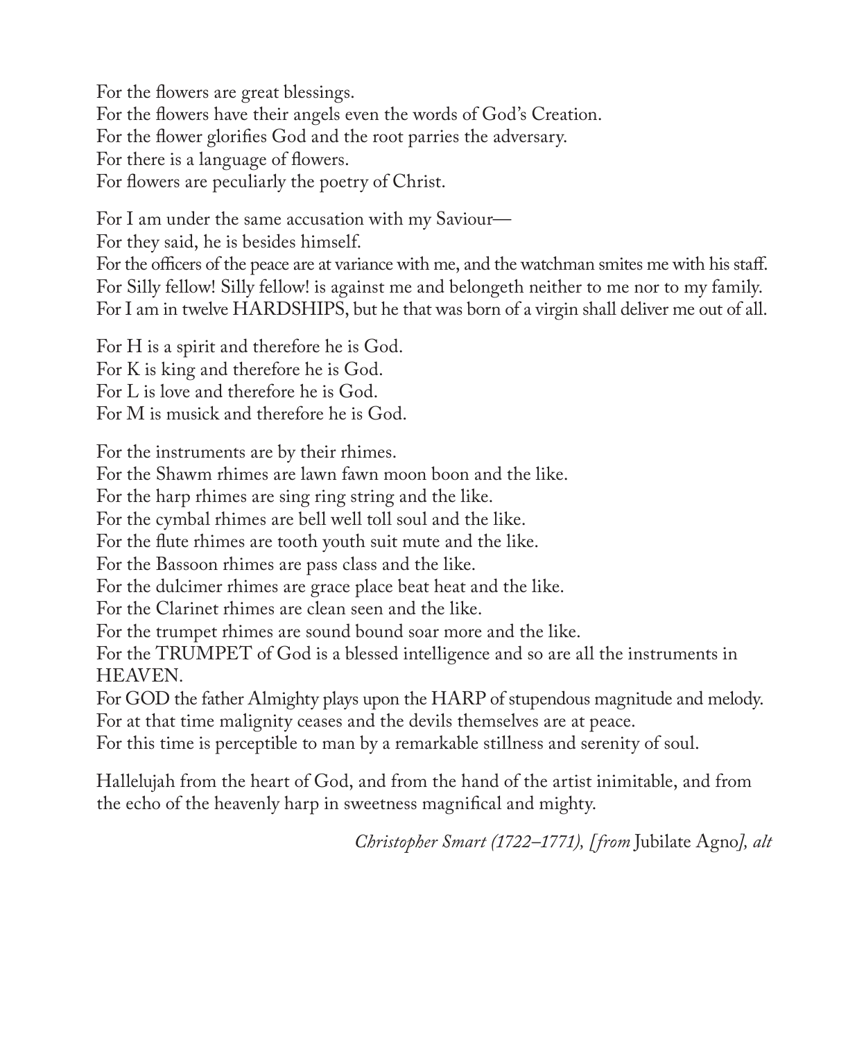For the flowers are great blessings.
For the flowers have their angels even the words of God's Creation.
For the flower glorifies God and the root parries the adversary.
For there is a language of flowers.
For flowers are peculiarly the poetry of Christ.

For I am under the same accusation with my Saviour—
For they said, he is besides himself.
For the officers of the peace are at variance with me, and the watchman smites me with his staff.
For Silly fellow! Silly fellow! is against me and belongeth neither to me nor to my family.
For I am in twelve HARDSHIPS, but he that was born of a virgin shall deliver me out of all.

For H is a spirit and therefore he is God.
For K is king and therefore he is God.
For L is love and therefore he is God.
For M is musick and therefore he is God.

For the instruments are by their rhimes.
For the Shawm rhimes are lawn fawn moon boon and the like.
For the harp rhimes are sing ring string and the like.
For the cymbal rhimes are bell well toll soul and the like.
For the flute rhimes are tooth youth suit mute and the like.
For the Bassoon rhimes are pass class and the like.
For the dulcimer rhimes are grace place beat heat and the like.
For the Clarinet rhimes are clean seen and the like.
For the trumpet rhimes are sound bound soar more and the like.
For the TRUMPET of God is a blessed intelligence and so are all the instruments in HEAVEN.
For GOD the father Almighty plays upon the HARP of stupendous magnitude and melody.
For at that time malignity ceases and the devils themselves are at peace.
For this time is perceptible to man by a remarkable stillness and serenity of soul.

Hallelujah from the heart of God, and from the hand of the artist inimitable, and from the echo of the heavenly harp in sweetness magnifical and mighty.

*Christopher Smart (1722–1771), [from* Jubilate Agno*], alt*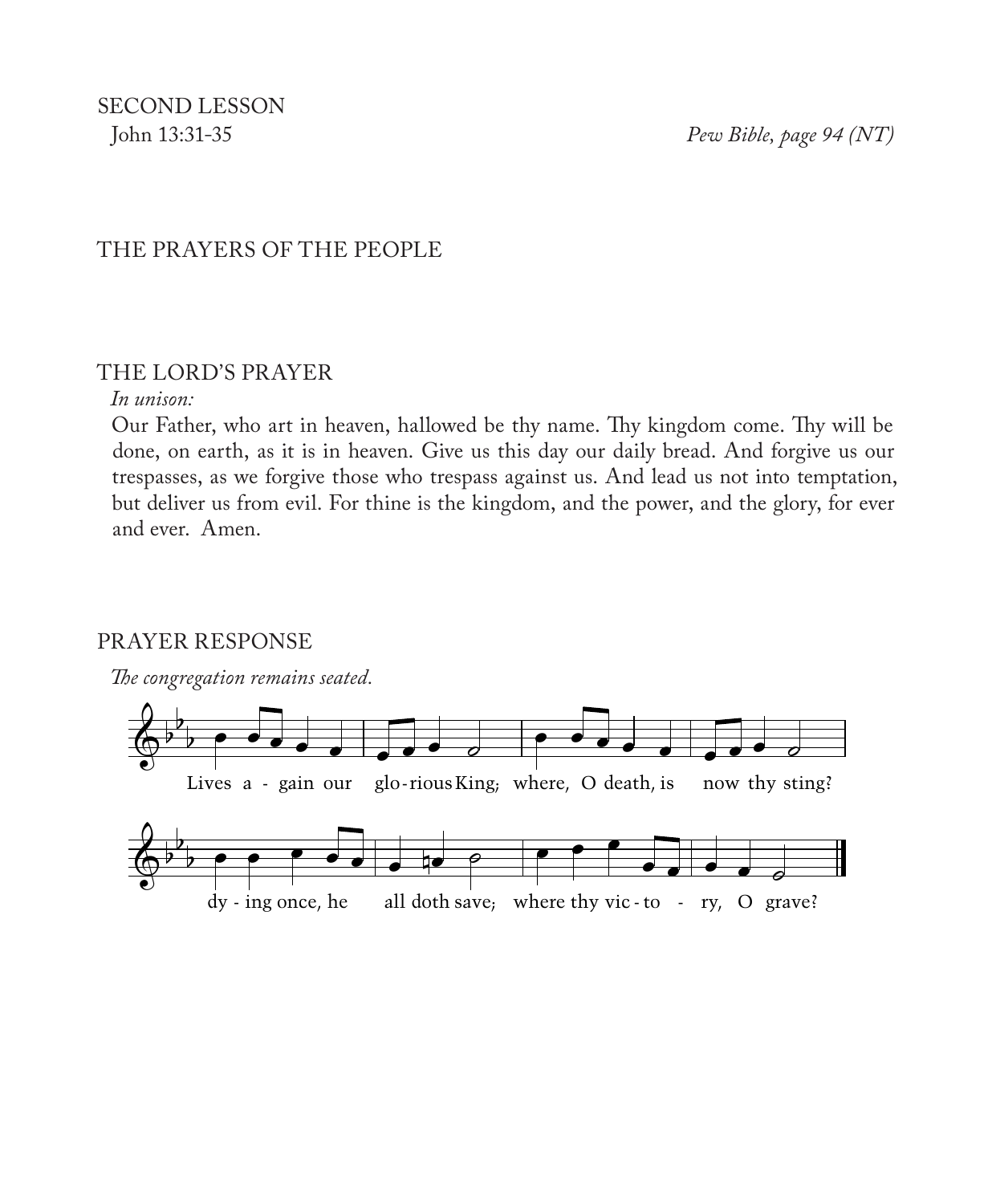## SECOND LESSON

John 13:31-35 *Pew Bible, page 94 (NT)*

## THE PRAYERS OF THE PEOPLE

## THE LORD'S PRAYER

*In unison:*

Our Father, who art in heaven, hallowed be thy name. Thy kingdom come. Thy will be done, on earth, as it is in heaven. Give us this day our daily bread. And forgive us our trespasses, as we forgive those who trespass against us. And lead us not into temptation, but deliver us from evil. For thine is the kingdom, and the power, and the glory, for ever and ever. Amen.

## PRAYER RESPONSE

*The congregation remains seated.*

Lives a - gain our glo - rious King; where, O death, is now thy sting?

dy - ing once, he all doth save; where thy vic - to - ry, O grave?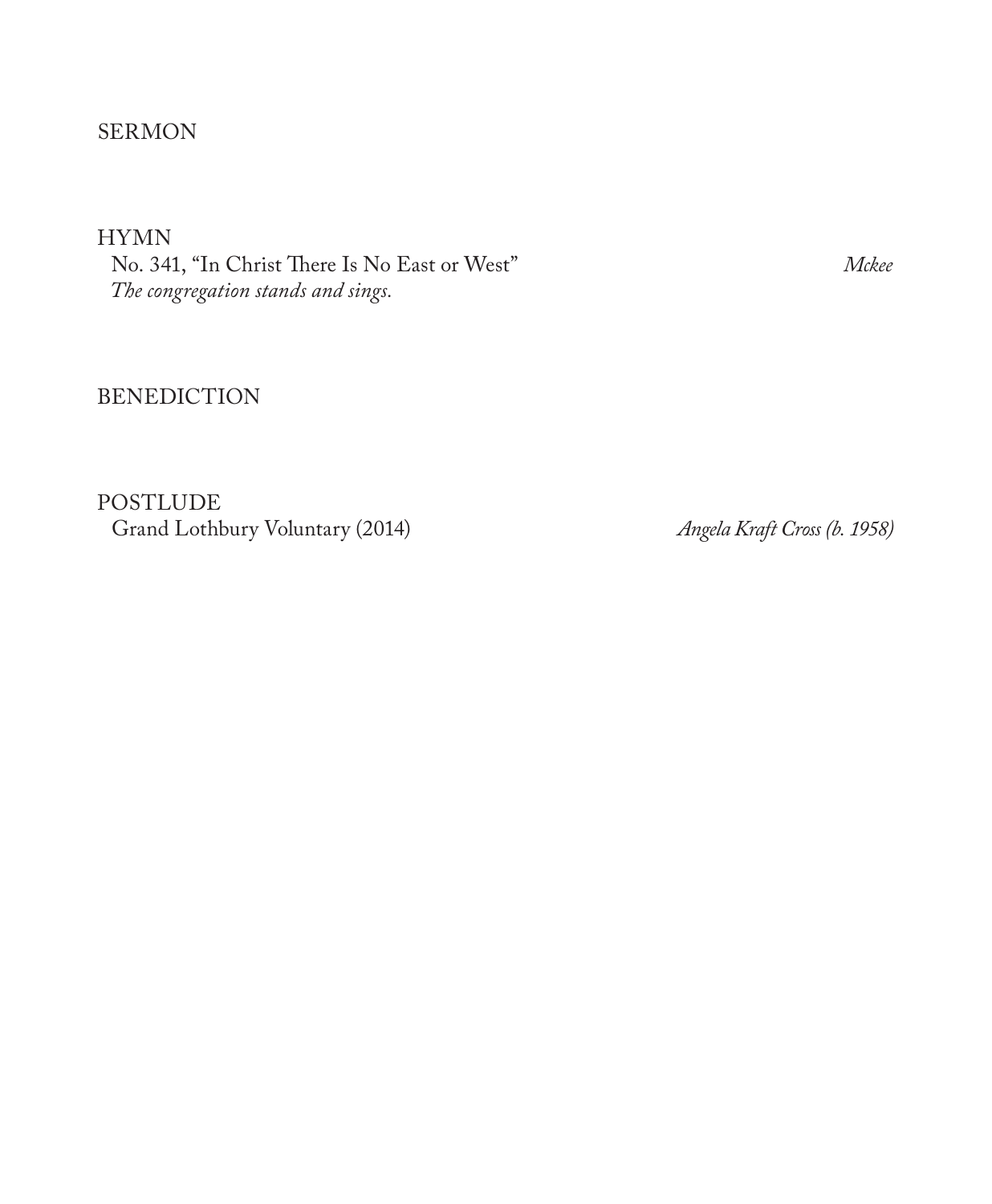SERMON

HYMN

No. 341, "In Christ There Is No East or West" *Mckee*

*The congregation stands and sings.*

BENEDICTION

POSTLUDE

Grand Lothbury Voluntary (2014) *Angela Kraft Cross (b. 1958)*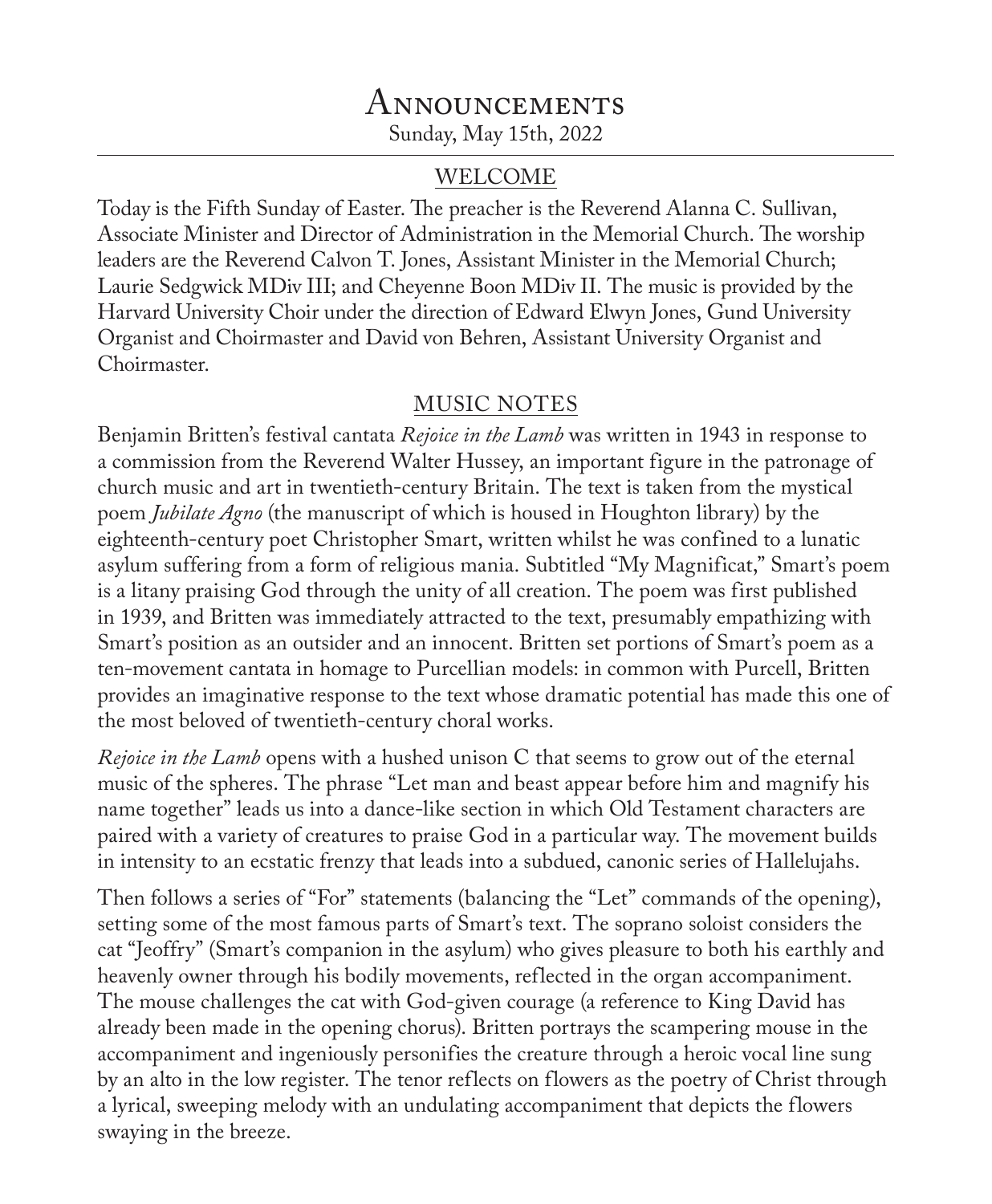# Announcements

Sunday, May 15th, 2022

## WELCOME

Today is the Fifth Sunday of Easter. The preacher is the Reverend Alanna C. Sullivan, Associate Minister and Director of Administration in the Memorial Church. The worship leaders are the Reverend Calvon T. Jones, Assistant Minister in the Memorial Church; Laurie Sedgwick MDiv III; and Cheyenne Boon MDiv II. The music is provided by the Harvard University Choir under the direction of Edward Elwyn Jones, Gund University Organist and Choirmaster and David von Behren, Assistant University Organist and Choirmaster.

## MUSIC NOTES

Benjamin Britten's festival cantata *Rejoice in the Lamb* was written in 1943 in response to a commission from the Reverend Walter Hussey, an important figure in the patronage of church music and art in twentieth-century Britain. The text is taken from the mystical poem *Jubilate Agno* (the manuscript of which is housed in Houghton library) by the eighteenth-century poet Christopher Smart, written whilst he was confined to a lunatic asylum suffering from a form of religious mania. Subtitled "My Magnificat," Smart's poem is a litany praising God through the unity of all creation. The poem was first published in 1939, and Britten was immediately attracted to the text, presumably empathizing with Smart's position as an outsider and an innocent. Britten set portions of Smart's poem as a ten-movement cantata in homage to Purcellian models: in common with Purcell, Britten provides an imaginative response to the text whose dramatic potential has made this one of the most beloved of twentieth-century choral works.

*Rejoice in the Lamb* opens with a hushed unison C that seems to grow out of the eternal music of the spheres. The phrase "Let man and beast appear before him and magnify his name together" leads us into a dance-like section in which Old Testament characters are paired with a variety of creatures to praise God in a particular way. The movement builds in intensity to an ecstatic frenzy that leads into a subdued, canonic series of Hallelujahs.

Then follows a series of "For" statements (balancing the "Let" commands of the opening), setting some of the most famous parts of Smart's text. The soprano soloist considers the cat "Jeoffry" (Smart's companion in the asylum) who gives pleasure to both his earthly and heavenly owner through his bodily movements, reflected in the organ accompaniment. The mouse challenges the cat with God-given courage (a reference to King David has already been made in the opening chorus). Britten portrays the scampering mouse in the accompaniment and ingeniously personifies the creature through a heroic vocal line sung by an alto in the low register. The tenor reflects on flowers as the poetry of Christ through a lyrical, sweeping melody with an undulating accompaniment that depicts the flowers swaying in the breeze.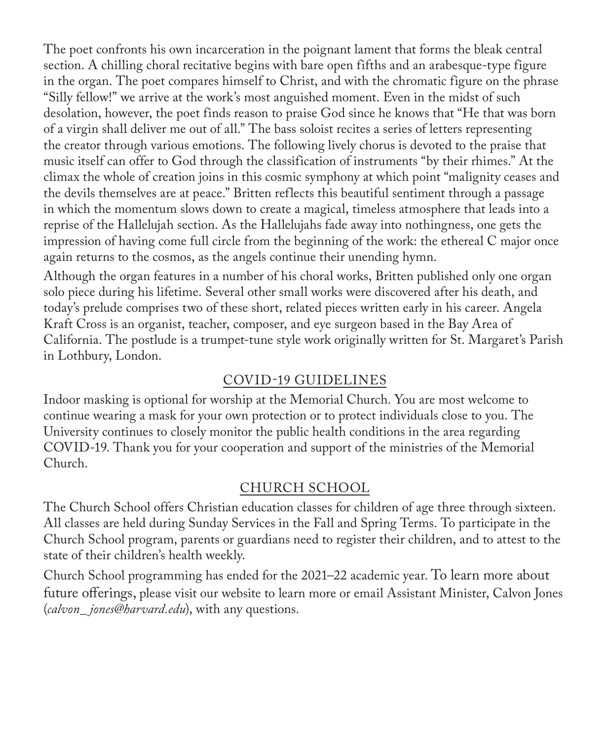The poet confronts his own incarceration in the poignant lament that forms the bleak central section. A chilling choral recitative begins with bare open fifths and an arabesque-type figure in the organ. The poet compares himself to Christ, and with the chromatic figure on the phrase "Silly fellow!" we arrive at the work's most anguished moment. Even in the midst of such desolation, however, the poet finds reason to praise God since he knows that "He that was born of a virgin shall deliver me out of all." The bass soloist recites a series of letters representing the creator through various emotions. The following lively chorus is devoted to the praise that music itself can offer to God through the classification of instruments "by their rhimes." At the climax the whole of creation joins in this cosmic symphony at which point "malignity ceases and the devils themselves are at peace." Britten reflects this beautiful sentiment through a passage in which the momentum slows down to create a magical, timeless atmosphere that leads into a reprise of the Hallelujah section. As the Hallelujahs fade away into nothingness, one gets the impression of having come full circle from the beginning of the work: the ethereal C major once again returns to the cosmos, as the angels continue their unending hymn.

Although the organ features in a number of his choral works, Britten published only one organ solo piece during his lifetime. Several other small works were discovered after his death, and today's prelude comprises two of these short, related pieces written early in his career. Angela Kraft Cross is an organist, teacher, composer, and eye surgeon based in the Bay Area of California. The postlude is a trumpet-tune style work originally written for St. Margaret's Parish in Lothbury, London.

## COVID-19 GUIDELINES

Indoor masking is optional for worship at the Memorial Church. You are most welcome to continue wearing a mask for your own protection or to protect individuals close to you. The University continues to closely monitor the public health conditions in the area regarding COVID-19. Thank you for your cooperation and support of the ministries of the Memorial Church.

## CHURCH SCHOOL

The Church School offers Christian education classes for children of age three through sixteen. All classes are held during Sunday Services in the Fall and Spring Terms. To participate in the Church School program, parents or guardians need to register their children, and to attest to the state of their children's health weekly.

Church School programming has ended for the 2021–22 academic year. To learn more about future offerings, please visit our website to learn more or email Assistant Minister, Calvon Jones (*calvon_jones@harvard.edu*), with any questions.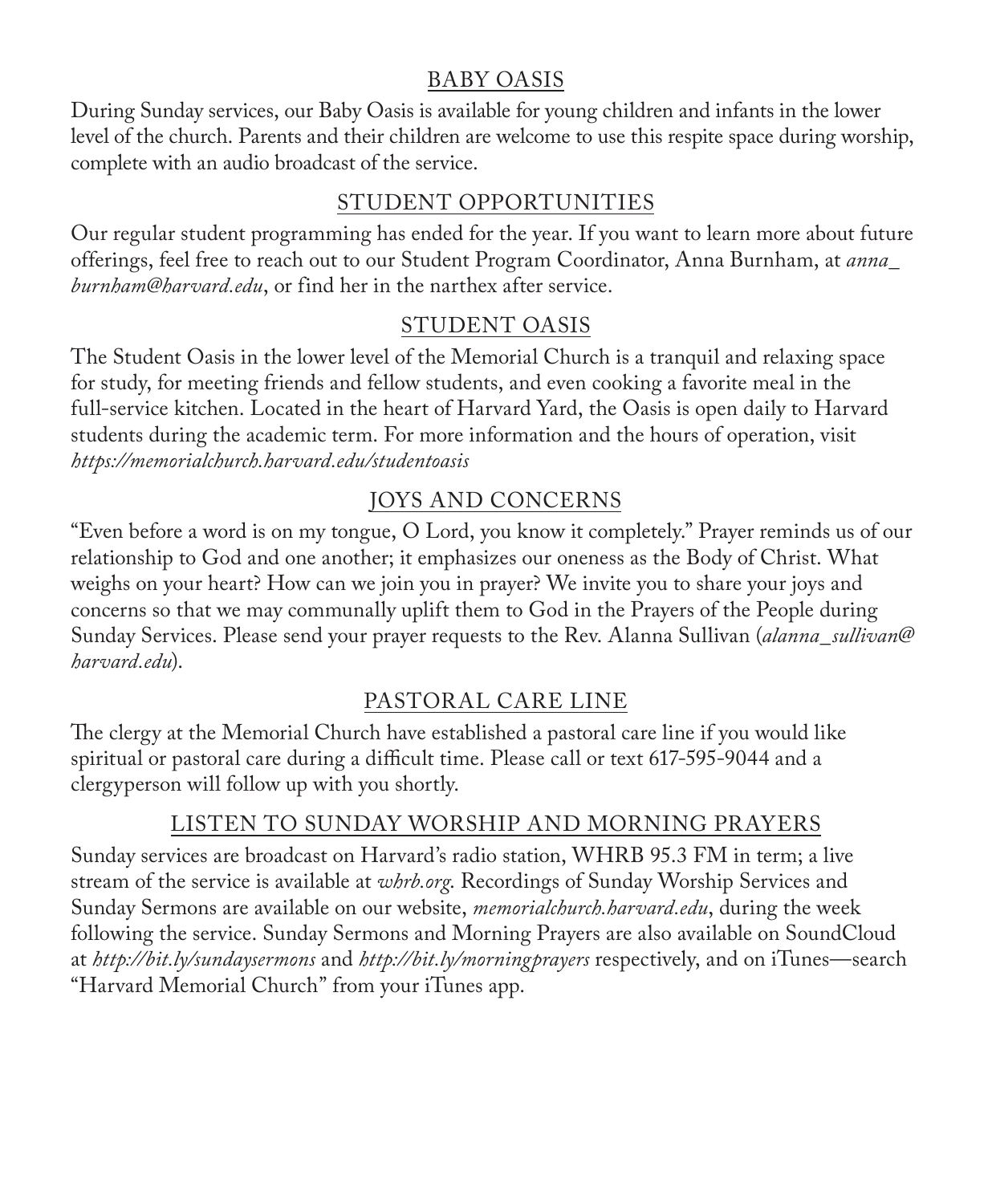## BABY OASIS

During Sunday services, our Baby Oasis is available for young children and infants in the lower level of the church. Parents and their children are welcome to use this respite space during worship, complete with an audio broadcast of the service.

## STUDENT OPPORTUNITIES

Our regular student programming has ended for the year. If you want to learn more about future offerings, feel free to reach out to our Student Program Coordinator, Anna Burnham, at *anna_burnham@harvard.edu*, or find her in the narthex after service.

## STUDENT OASIS

The Student Oasis in the lower level of the Memorial Church is a tranquil and relaxing space for study, for meeting friends and fellow students, and even cooking a favorite meal in the full-service kitchen. Located in the heart of Harvard Yard, the Oasis is open daily to Harvard students during the academic term. For more information and the hours of operation, visit *https://memorialchurch.harvard.edu/studentoasis*

## JOYS AND CONCERNS

"Even before a word is on my tongue, O Lord, you know it completely." Prayer reminds us of our relationship to God and one another; it emphasizes our oneness as the Body of Christ. What weighs on your heart? How can we join you in prayer? We invite you to share your joys and concerns so that we may communally uplift them to God in the Prayers of the People during Sunday Services. Please send your prayer requests to the Rev. Alanna Sullivan (*alanna_sullivan@harvard.edu*).

## PASTORAL CARE LINE

The clergy at the Memorial Church have established a pastoral care line if you would like spiritual or pastoral care during a difficult time. Please call or text 617-595-9044 and a clergyperson will follow up with you shortly.

## LISTEN TO SUNDAY WORSHIP AND MORNING PRAYERS

Sunday services are broadcast on Harvard's radio station, WHRB 95.3 FM in term; a live stream of the service is available at *whrb.org*. Recordings of Sunday Worship Services and Sunday Sermons are available on our website, *memorialchurch.harvard.edu*, during the week following the service. Sunday Sermons and Morning Prayers are also available on SoundCloud at *http://bit.ly/sundaysermons* and *http://bit.ly/morningprayers* respectively, and on iTunes—search "Harvard Memorial Church" from your iTunes app.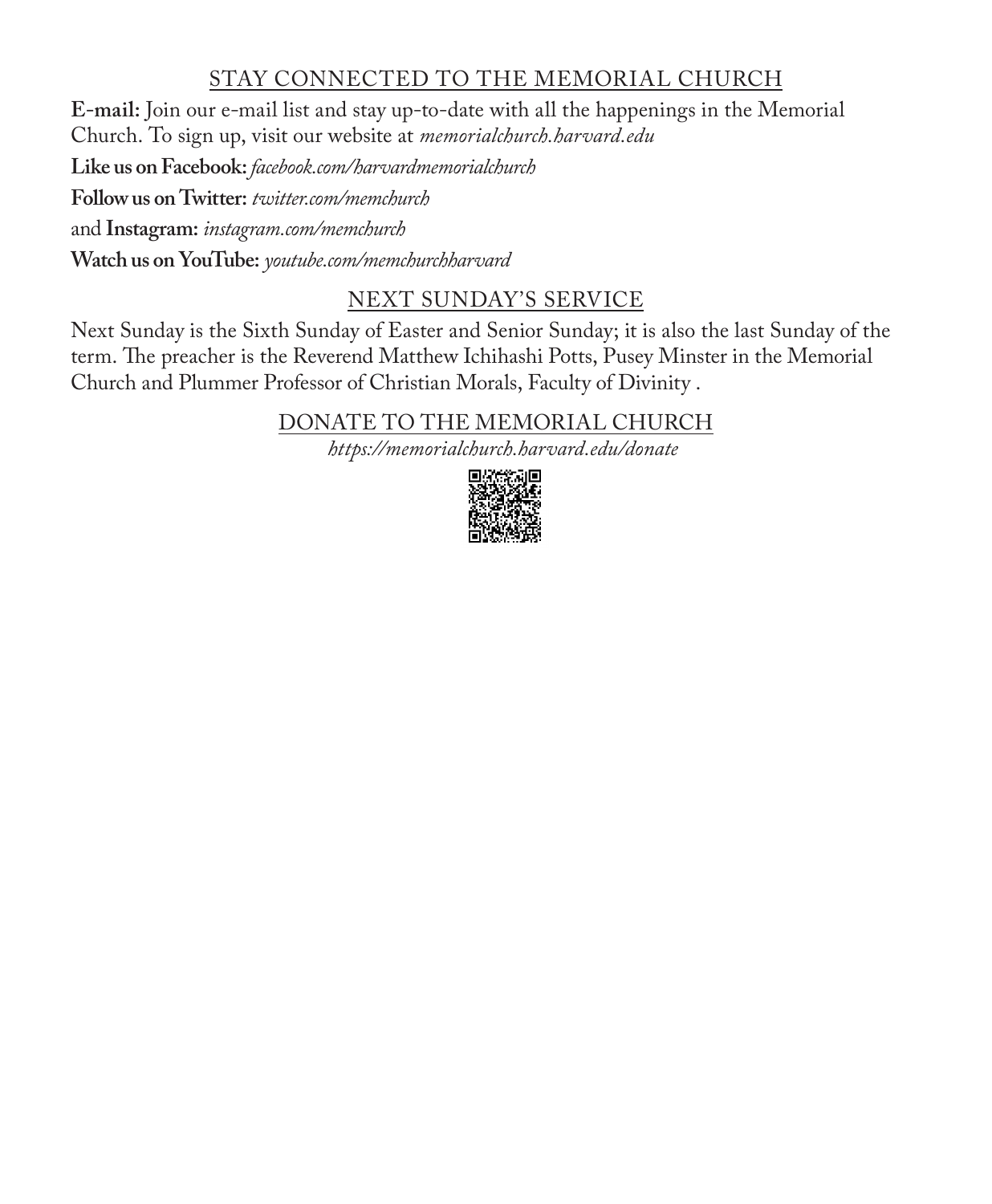## STAY CONNECTED TO THE MEMORIAL CHURCH

**E-mail:** Join our e-mail list and stay up-to-date with all the happenings in the Memorial Church. To sign up, visit our website at *memorialchurch.harvard.edu*

**Like us on Facebook:** *facebook.com/harvardmemorialchurch*

**Follow us on Twitter:** *twitter.com/memchurch*

and **Instagram:** *instagram.com/memchurch*

**Watch us on YouTube:** *youtube.com/memchurchharvard*

## NEXT SUNDAY'S SERVICE

Next Sunday is the Sixth Sunday of Easter and Senior Sunday; it is also the last Sunday of the term. The preacher is the Reverend Matthew Ichihashi Potts, Pusey Minster in the Memorial Church and Plummer Professor of Christian Morals, Faculty of Divinity .

## DONATE TO THE MEMORIAL CHURCH

*https://memorialchurch.harvard.edu/donate*